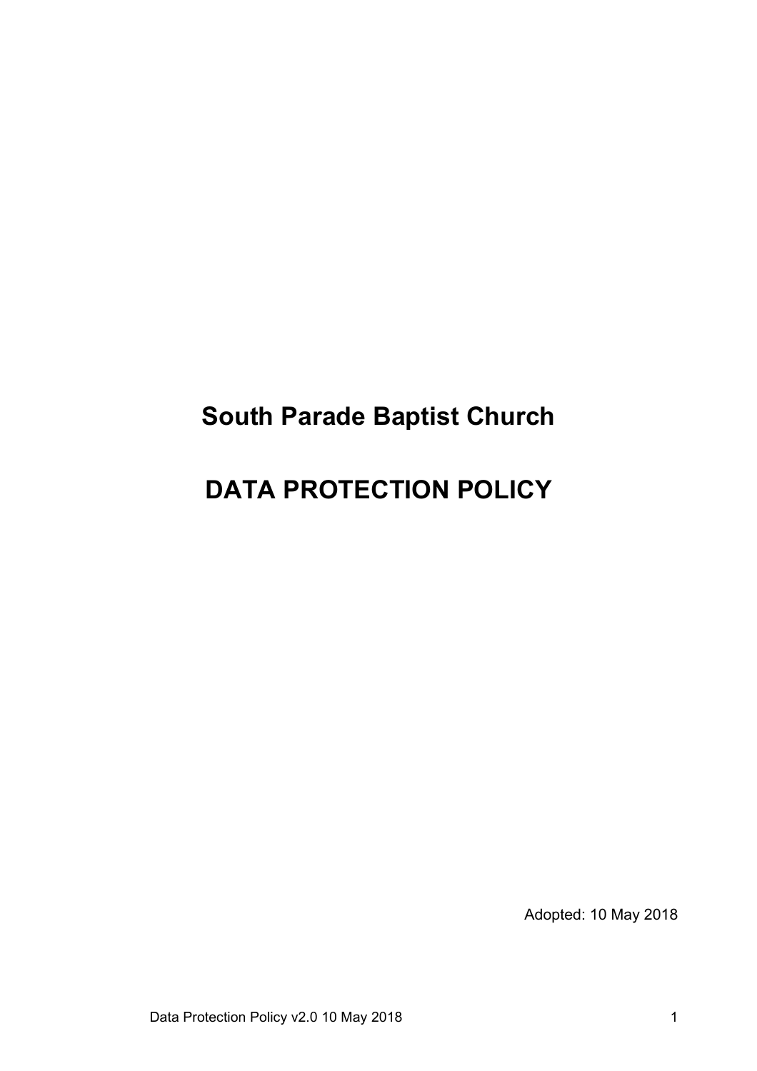# South Parade Baptist Church

# DATA PROTECTION POLICY

Adopted: 10 May 2018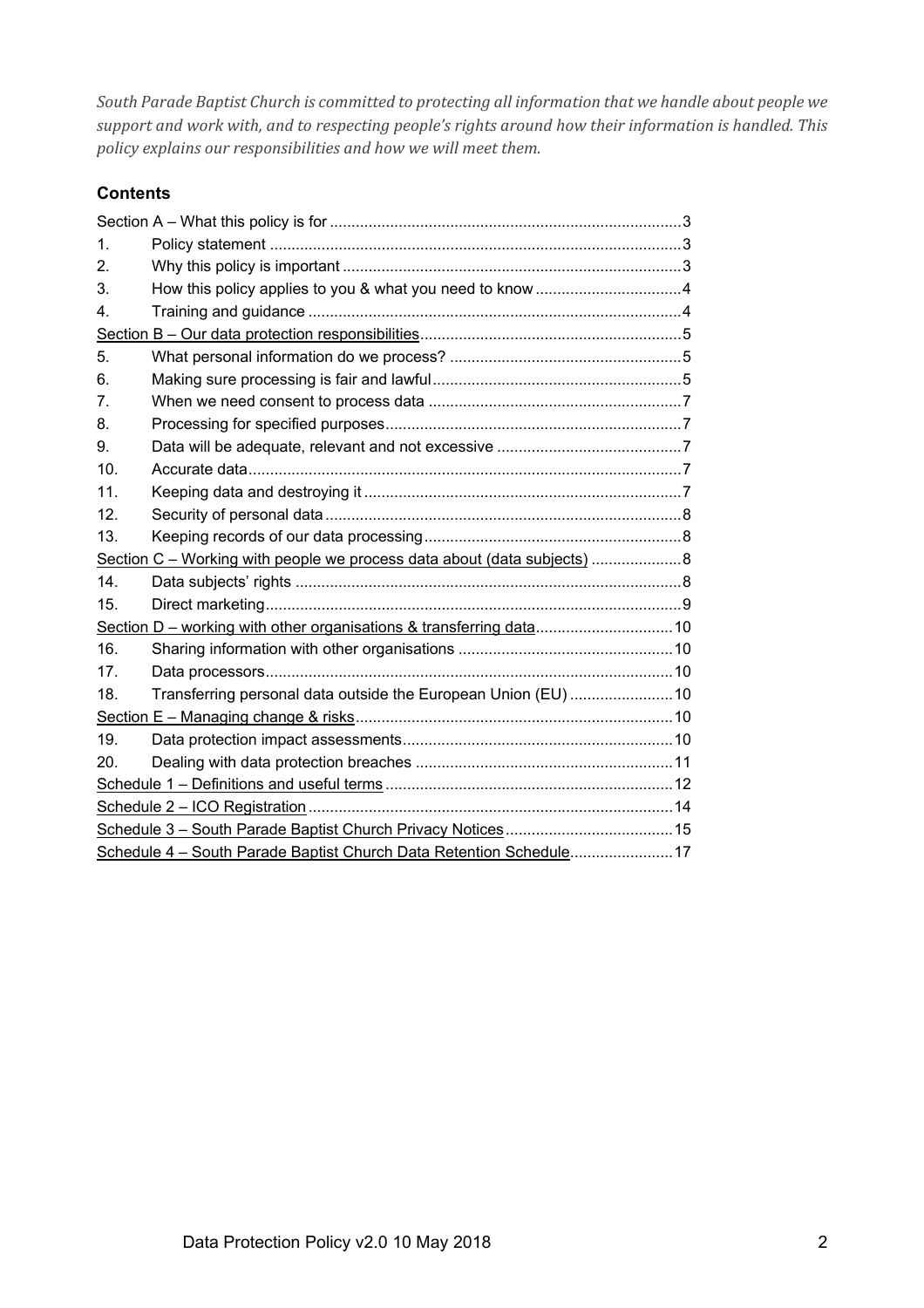*South Parade Baptist Church is committed to protecting all information that we handle about people we support and work with, and to respecting people's rights around how their information is handled. This policy explains our responsibilities and how we will meet them.*

## Contents

| | | |
|---|---|---|
| Section A – What this policy is for | | 3 |
| 1. | Policy statement | 3 |
| 2. | Why this policy is important | 3 |
| 3. | How this policy applies to you & what you need to know | 4 |
| 4. | Training and guidance | 4 |
| Section B – Our data protection responsibilities | | 5 |
| 5. | What personal information do we process? | 5 |
| 6. | Making sure processing is fair and lawful | 5 |
| 7. | When we need consent to process data | 7 |
| 8. | Processing for specified purposes | 7 |
| 9. | Data will be adequate, relevant and not excessive | 7 |
| 10. | Accurate data | 7 |
| 11. | Keeping data and destroying it | 7 |
| 12. | Security of personal data | 8 |
| 13. | Keeping records of our data processing | 8 |
| Section C – Working with people we process data about (data subjects) | | 8 |
| 14. | Data subjects' rights | 8 |
| 15. | Direct marketing | 9 |
| Section D – working with other organisations & transferring data | | 10 |
| 16. | Sharing information with other organisations | 10 |
| 17. | Data processors | 10 |
| 18. | Transferring personal data outside the European Union (EU) | 10 |
| Section E – Managing change & risks | | 10 |
| 19. | Data protection impact assessments | 10 |
| 20. | Dealing with data protection breaches | 11 |
| Schedule 1 – Definitions and useful terms | | 12 |
| Schedule 2 – ICO Registration | | 14 |
| Schedule 3 – South Parade Baptist Church Privacy Notices | | 15 |
| Schedule 4 – South Parade Baptist Church Data Retention Schedule | | 17 |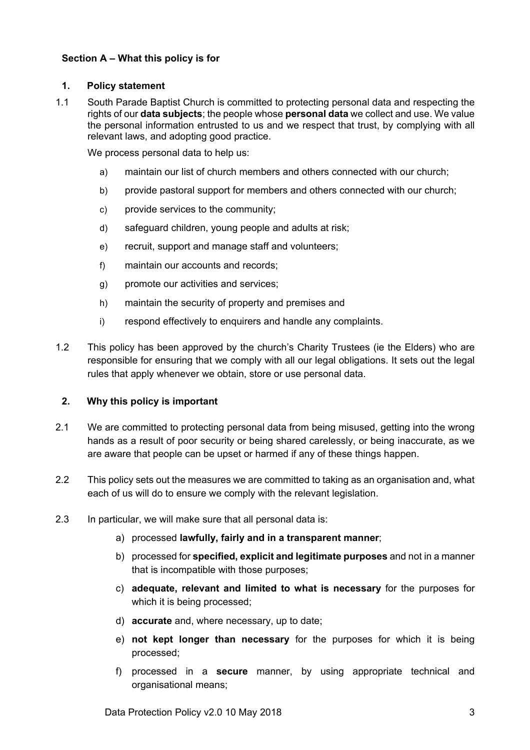## Section A – What this policy is for

### 1. Policy statement

1.1 South Parade Baptist Church is committed to protecting personal data and respecting the rights of our **data subjects**; the people whose **personal data** we collect and use. We value the personal information entrusted to us and we respect that trust, by complying with all relevant laws, and adopting good practice.

We process personal data to help us:

a) maintain our list of church members and others connected with our church;

b) provide pastoral support for members and others connected with our church;

c) provide services to the community;

d) safeguard children, young people and adults at risk;

e) recruit, support and manage staff and volunteers;

f) maintain our accounts and records;

g) promote our activities and services;

h) maintain the security of property and premises and

i) respond effectively to enquirers and handle any complaints.

1.2 This policy has been approved by the church's Charity Trustees (ie the Elders) who are responsible for ensuring that we comply with all our legal obligations. It sets out the legal rules that apply whenever we obtain, store or use personal data.

### 2. Why this policy is important

2.1 We are committed to protecting personal data from being misused, getting into the wrong hands as a result of poor security or being shared carelessly, or being inaccurate, as we are aware that people can be upset or harmed if any of these things happen.

2.2 This policy sets out the measures we are committed to taking as an organisation and, what each of us will do to ensure we comply with the relevant legislation.

2.3 In particular, we will make sure that all personal data is:

a) processed **lawfully, fairly and in a transparent manner**;

b) processed for **specified, explicit and legitimate purposes** and not in a manner that is incompatible with those purposes;

c) **adequate, relevant and limited to what is necessary** for the purposes for which it is being processed;

d) **accurate** and, where necessary, up to date;

e) **not kept longer than necessary** for the purposes for which it is being processed;

f) processed in a **secure** manner, by using appropriate technical and organisational means;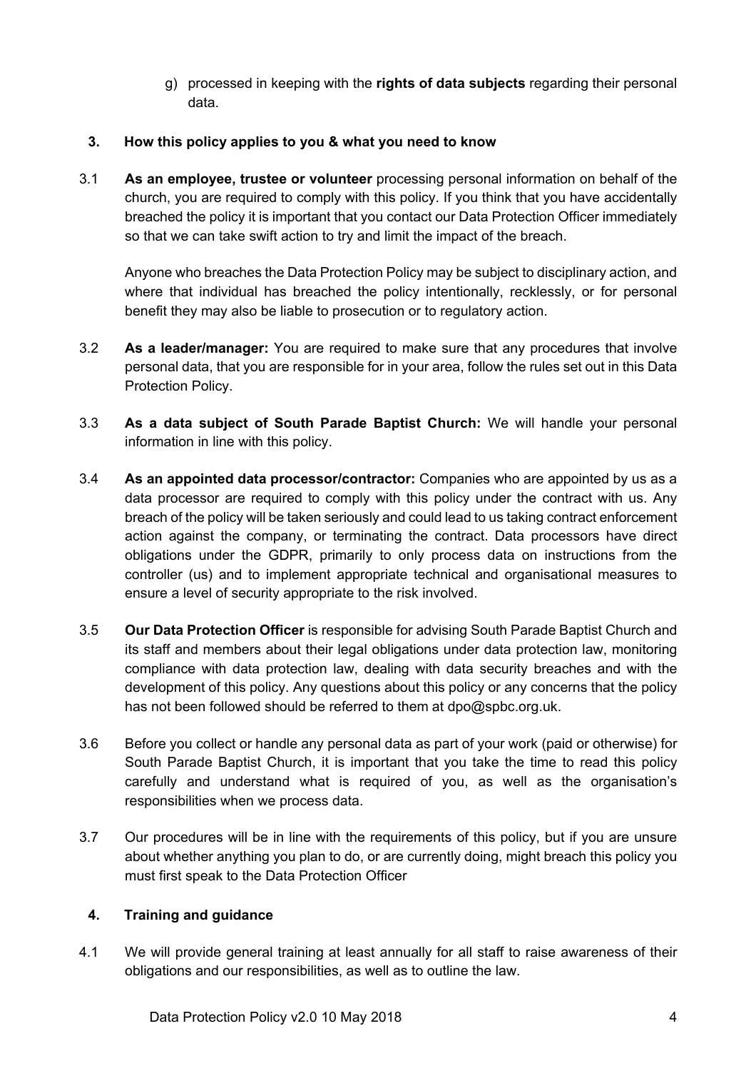g) processed in keeping with the **rights of data subjects** regarding their personal data.

## 3. How this policy applies to you & what you need to know

3.1 **As an employee, trustee or volunteer** processing personal information on behalf of the church, you are required to comply with this policy. If you think that you have accidentally breached the policy it is important that you contact our Data Protection Officer immediately so that we can take swift action to try and limit the impact of the breach.

Anyone who breaches the Data Protection Policy may be subject to disciplinary action, and where that individual has breached the policy intentionally, recklessly, or for personal benefit they may also be liable to prosecution or to regulatory action.

3.2 **As a leader/manager:** You are required to make sure that any procedures that involve personal data, that you are responsible for in your area, follow the rules set out in this Data Protection Policy.

3.3 **As a data subject of South Parade Baptist Church:** We will handle your personal information in line with this policy.

3.4 **As an appointed data processor/contractor:** Companies who are appointed by us as a data processor are required to comply with this policy under the contract with us. Any breach of the policy will be taken seriously and could lead to us taking contract enforcement action against the company, or terminating the contract. Data processors have direct obligations under the GDPR, primarily to only process data on instructions from the controller (us) and to implement appropriate technical and organisational measures to ensure a level of security appropriate to the risk involved.

3.5 **Our Data Protection Officer** is responsible for advising South Parade Baptist Church and its staff and members about their legal obligations under data protection law, monitoring compliance with data protection law, dealing with data security breaches and with the development of this policy. Any questions about this policy or any concerns that the policy has not been followed should be referred to them at dpo@spbc.org.uk.

3.6 Before you collect or handle any personal data as part of your work (paid or otherwise) for South Parade Baptist Church, it is important that you take the time to read this policy carefully and understand what is required of you, as well as the organisation's responsibilities when we process data.

3.7 Our procedures will be in line with the requirements of this policy, but if you are unsure about whether anything you plan to do, or are currently doing, might breach this policy you must first speak to the Data Protection Officer

## 4. Training and guidance

4.1 We will provide general training at least annually for all staff to raise awareness of their obligations and our responsibilities, as well as to outline the law.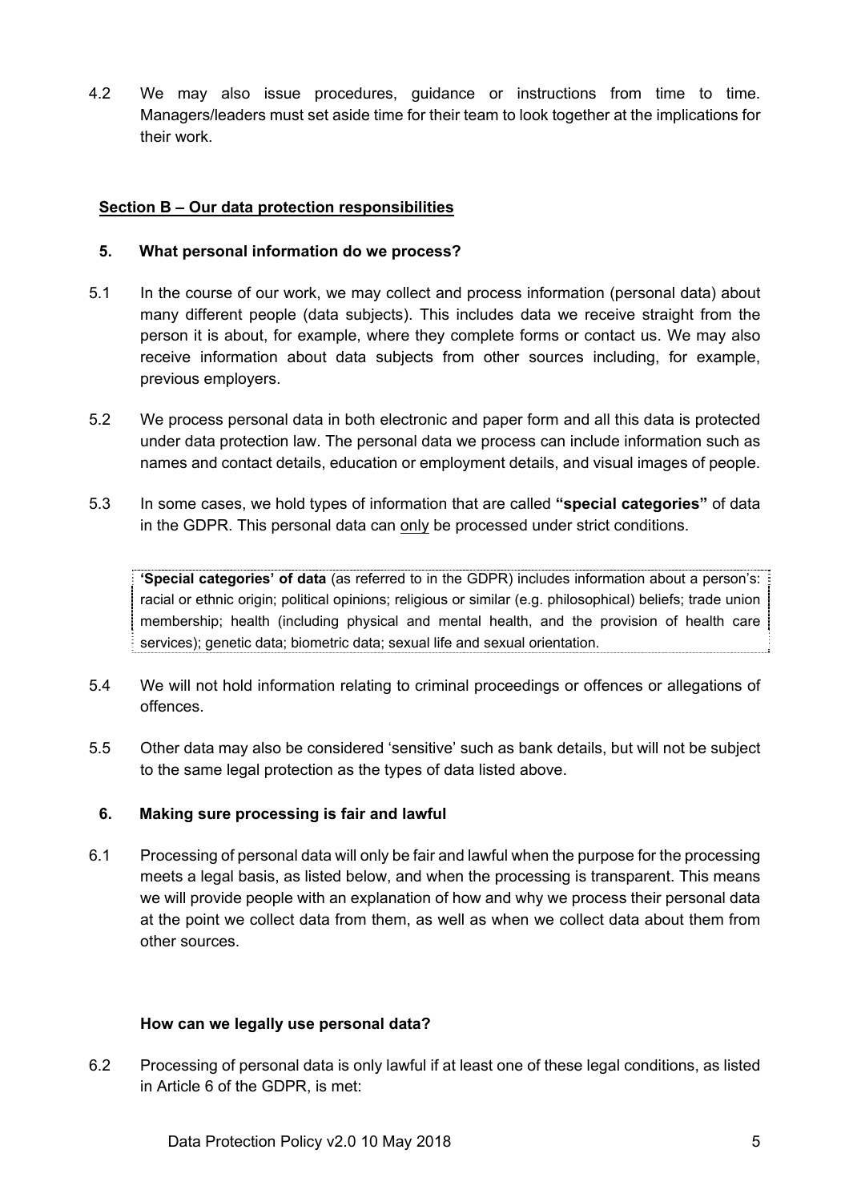4.2 We may also issue procedures, guidance or instructions from time to time. Managers/leaders must set aside time for their team to look together at the implications for their work.

## Section B – Our data protection responsibilities

### 5. What personal information do we process?

5.1 In the course of our work, we may collect and process information (personal data) about many different people (data subjects). This includes data we receive straight from the person it is about, for example, where they complete forms or contact us. We may also receive information about data subjects from other sources including, for example, previous employers.

5.2 We process personal data in both electronic and paper form and all this data is protected under data protection law. The personal data we process can include information such as names and contact details, education or employment details, and visual images of people.

5.3 In some cases, we hold types of information that are called **"special categories"** of data in the GDPR. This personal data can <u>only</u> be processed under strict conditions.

> **'Special categories' of data** (as referred to in the GDPR) includes information about a person's: racial or ethnic origin; political opinions; religious or similar (e.g. philosophical) beliefs; trade union membership; health (including physical and mental health, and the provision of health care services); genetic data; biometric data; sexual life and sexual orientation.

5.4 We will not hold information relating to criminal proceedings or offences or allegations of offences.

5.5 Other data may also be considered 'sensitive' such as bank details, but will not be subject to the same legal protection as the types of data listed above.

### 6. Making sure processing is fair and lawful

6.1 Processing of personal data will only be fair and lawful when the purpose for the processing meets a legal basis, as listed below, and when the processing is transparent. This means we will provide people with an explanation of how and why we process their personal data at the point we collect data from them, as well as when we collect data about them from other sources.

#### How can we legally use personal data?

6.2 Processing of personal data is only lawful if at least one of these legal conditions, as listed in Article 6 of the GDPR, is met: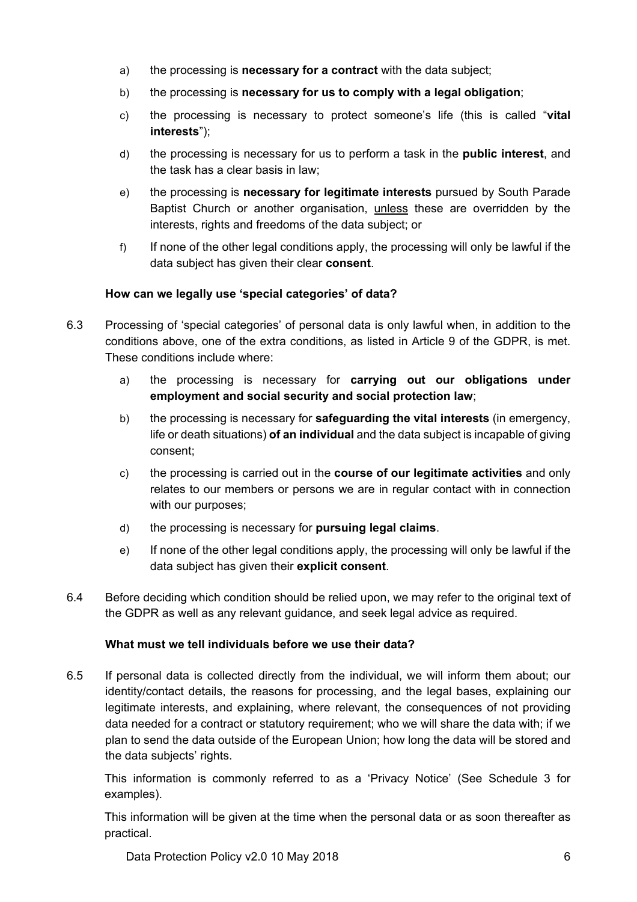a) the processing is **necessary for a contract** with the data subject;

b) the processing is **necessary for us to comply with a legal obligation**;

c) the processing is necessary to protect someone's life (this is called "**vital interests**");

d) the processing is necessary for us to perform a task in the **public interest**, and the task has a clear basis in law;

e) the processing is **necessary for legitimate interests** pursued by South Parade Baptist Church or another organisation, unless these are overridden by the interests, rights and freedoms of the data subject; or

f) If none of the other legal conditions apply, the processing will only be lawful if the data subject has given their clear **consent**.

**How can we legally use 'special categories' of data?**

6.3 Processing of 'special categories' of personal data is only lawful when, in addition to the conditions above, one of the extra conditions, as listed in Article 9 of the GDPR, is met. These conditions include where:

a) the processing is necessary for **carrying out our obligations under employment and social security and social protection law**;

b) the processing is necessary for **safeguarding the vital interests** (in emergency, life or death situations) **of an individual** and the data subject is incapable of giving consent;

c) the processing is carried out in the **course of our legitimate activities** and only relates to our members or persons we are in regular contact with in connection with our purposes;

d) the processing is necessary for **pursuing legal claims**.

e) If none of the other legal conditions apply, the processing will only be lawful if the data subject has given their **explicit consent**.

6.4 Before deciding which condition should be relied upon, we may refer to the original text of the GDPR as well as any relevant guidance, and seek legal advice as required.

**What must we tell individuals before we use their data?**

6.5 If personal data is collected directly from the individual, we will inform them about; our identity/contact details, the reasons for processing, and the legal bases, explaining our legitimate interests, and explaining, where relevant, the consequences of not providing data needed for a contract or statutory requirement; who we will share the data with; if we plan to send the data outside of the European Union; how long the data will be stored and the data subjects' rights.

This information is commonly referred to as a 'Privacy Notice' (See Schedule 3 for examples).

This information will be given at the time when the personal data or as soon thereafter as practical.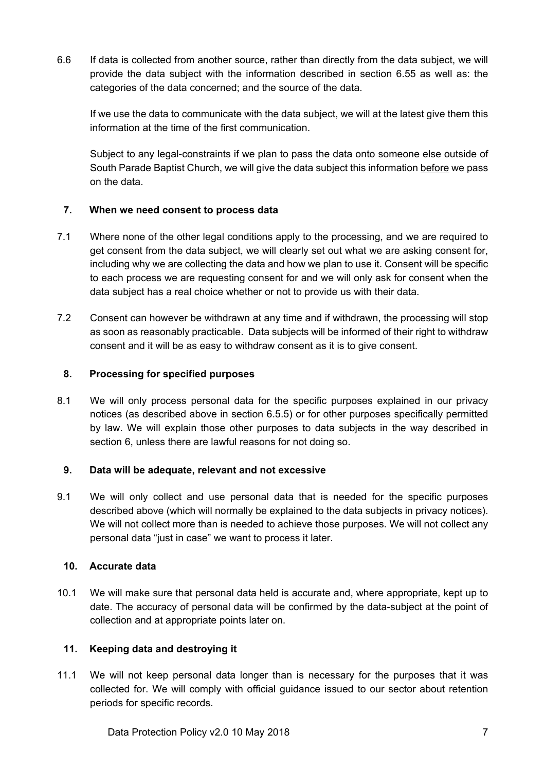6.6 If data is collected from another source, rather than directly from the data subject, we will provide the data subject with the information described in section 6.55 as well as: the categories of the data concerned; and the source of the data.

If we use the data to communicate with the data subject, we will at the latest give them this information at the time of the first communication.

Subject to any legal-constraints if we plan to pass the data onto someone else outside of South Parade Baptist Church, we will give the data subject this information <u>before</u> we pass on the data.

## 7. When we need consent to process data

7.1 Where none of the other legal conditions apply to the processing, and we are required to get consent from the data subject, we will clearly set out what we are asking consent for, including why we are collecting the data and how we plan to use it. Consent will be specific to each process we are requesting consent for and we will only ask for consent when the data subject has a real choice whether or not to provide us with their data.

7.2 Consent can however be withdrawn at any time and if withdrawn, the processing will stop as soon as reasonably practicable. Data subjects will be informed of their right to withdraw consent and it will be as easy to withdraw consent as it is to give consent.

## 8. Processing for specified purposes

8.1 We will only process personal data for the specific purposes explained in our privacy notices (as described above in section 6.5.5) or for other purposes specifically permitted by law. We will explain those other purposes to data subjects in the way described in section 6, unless there are lawful reasons for not doing so.

## 9. Data will be adequate, relevant and not excessive

9.1 We will only collect and use personal data that is needed for the specific purposes described above (which will normally be explained to the data subjects in privacy notices). We will not collect more than is needed to achieve those purposes. We will not collect any personal data "just in case" we want to process it later.

## 10. Accurate data

10.1 We will make sure that personal data held is accurate and, where appropriate, kept up to date. The accuracy of personal data will be confirmed by the data-subject at the point of collection and at appropriate points later on.

## 11. Keeping data and destroying it

11.1 We will not keep personal data longer than is necessary for the purposes that it was collected for. We will comply with official guidance issued to our sector about retention periods for specific records.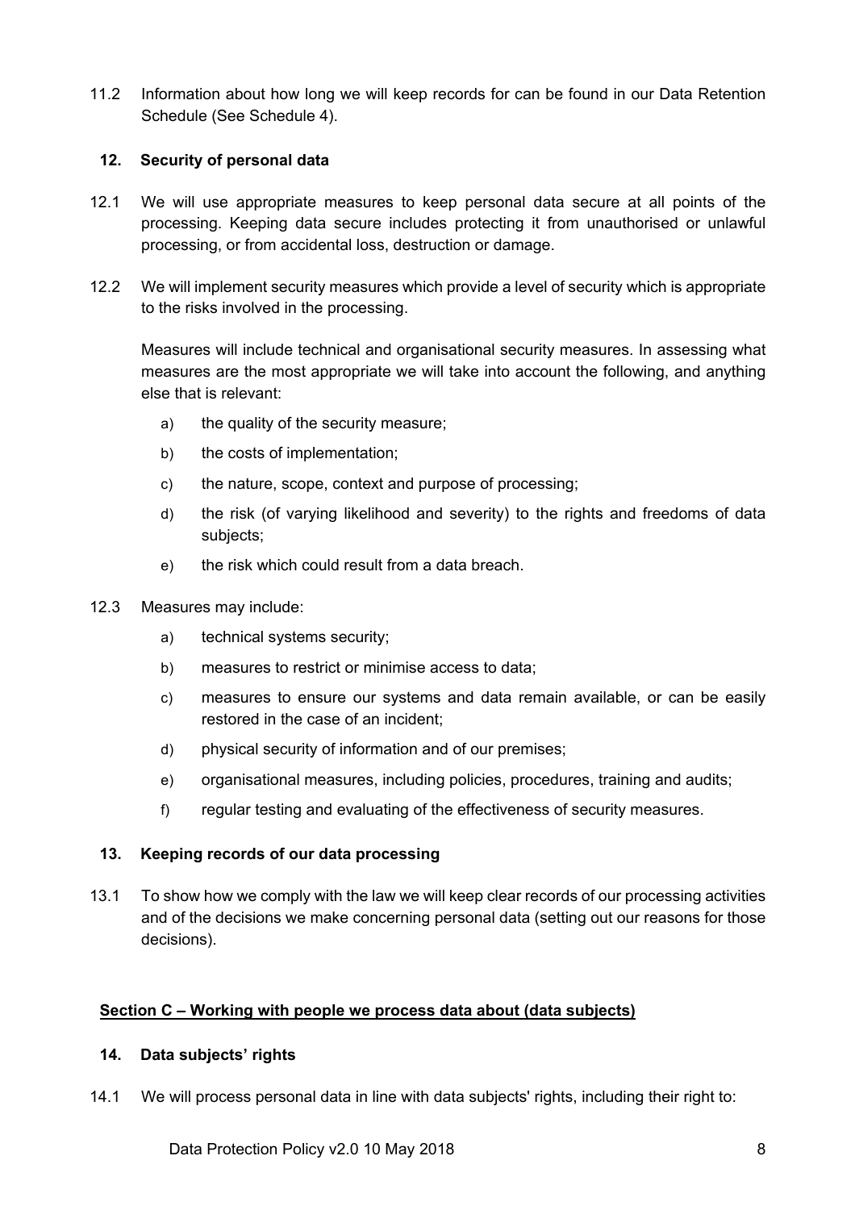11.2 Information about how long we will keep records for can be found in our Data Retention Schedule (See Schedule 4).

### 12. Security of personal data

12.1 We will use appropriate measures to keep personal data secure at all points of the processing. Keeping data secure includes protecting it from unauthorised or unlawful processing, or from accidental loss, destruction or damage.

12.2 We will implement security measures which provide a level of security which is appropriate to the risks involved in the processing.

Measures will include technical and organisational security measures. In assessing what measures are the most appropriate we will take into account the following, and anything else that is relevant:

a) the quality of the security measure;

b) the costs of implementation;

c) the nature, scope, context and purpose of processing;

d) the risk (of varying likelihood and severity) to the rights and freedoms of data subjects;

e) the risk which could result from a data breach.

12.3 Measures may include:

a) technical systems security;

b) measures to restrict or minimise access to data;

c) measures to ensure our systems and data remain available, or can be easily restored in the case of an incident;

d) physical security of information and of our premises;

e) organisational measures, including policies, procedures, training and audits;

f) regular testing and evaluating of the effectiveness of security measures.

### 13. Keeping records of our data processing

13.1 To show how we comply with the law we will keep clear records of our processing activities and of the decisions we make concerning personal data (setting out our reasons for those decisions).

## Section C – Working with people we process data about (data subjects)

### 14. Data subjects' rights

14.1 We will process personal data in line with data subjects' rights, including their right to: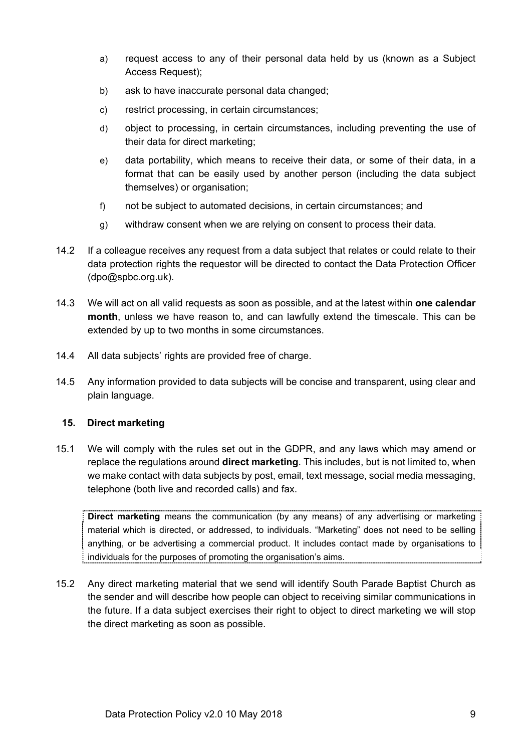a) request access to any of their personal data held by us (known as a Subject Access Request);

b) ask to have inaccurate personal data changed;

c) restrict processing, in certain circumstances;

d) object to processing, in certain circumstances, including preventing the use of their data for direct marketing;

e) data portability, which means to receive their data, or some of their data, in a format that can be easily used by another person (including the data subject themselves) or organisation;

f) not be subject to automated decisions, in certain circumstances; and

g) withdraw consent when we are relying on consent to process their data.

14.2 If a colleague receives any request from a data subject that relates or could relate to their data protection rights the requestor will be directed to contact the Data Protection Officer (dpo@spbc.org.uk).

14.3 We will act on all valid requests as soon as possible, and at the latest within **one calendar month**, unless we have reason to, and can lawfully extend the timescale. This can be extended by up to two months in some circumstances.

14.4 All data subjects' rights are provided free of charge.

14.5 Any information provided to data subjects will be concise and transparent, using clear and plain language.

## 15. Direct marketing

15.1 We will comply with the rules set out in the GDPR, and any laws which may amend or replace the regulations around **direct marketing**. This includes, but is not limited to, when we make contact with data subjects by post, email, text message, social media messaging, telephone (both live and recorded calls) and fax.

> **Direct marketing** means the communication (by any means) of any advertising or marketing material which is directed, or addressed, to individuals. "Marketing" does not need to be selling anything, or be advertising a commercial product. It includes contact made by organisations to individuals for the purposes of promoting the organisation's aims.

15.2 Any direct marketing material that we send will identify South Parade Baptist Church as the sender and will describe how people can object to receiving similar communications in the future. If a data subject exercises their right to object to direct marketing we will stop the direct marketing as soon as possible.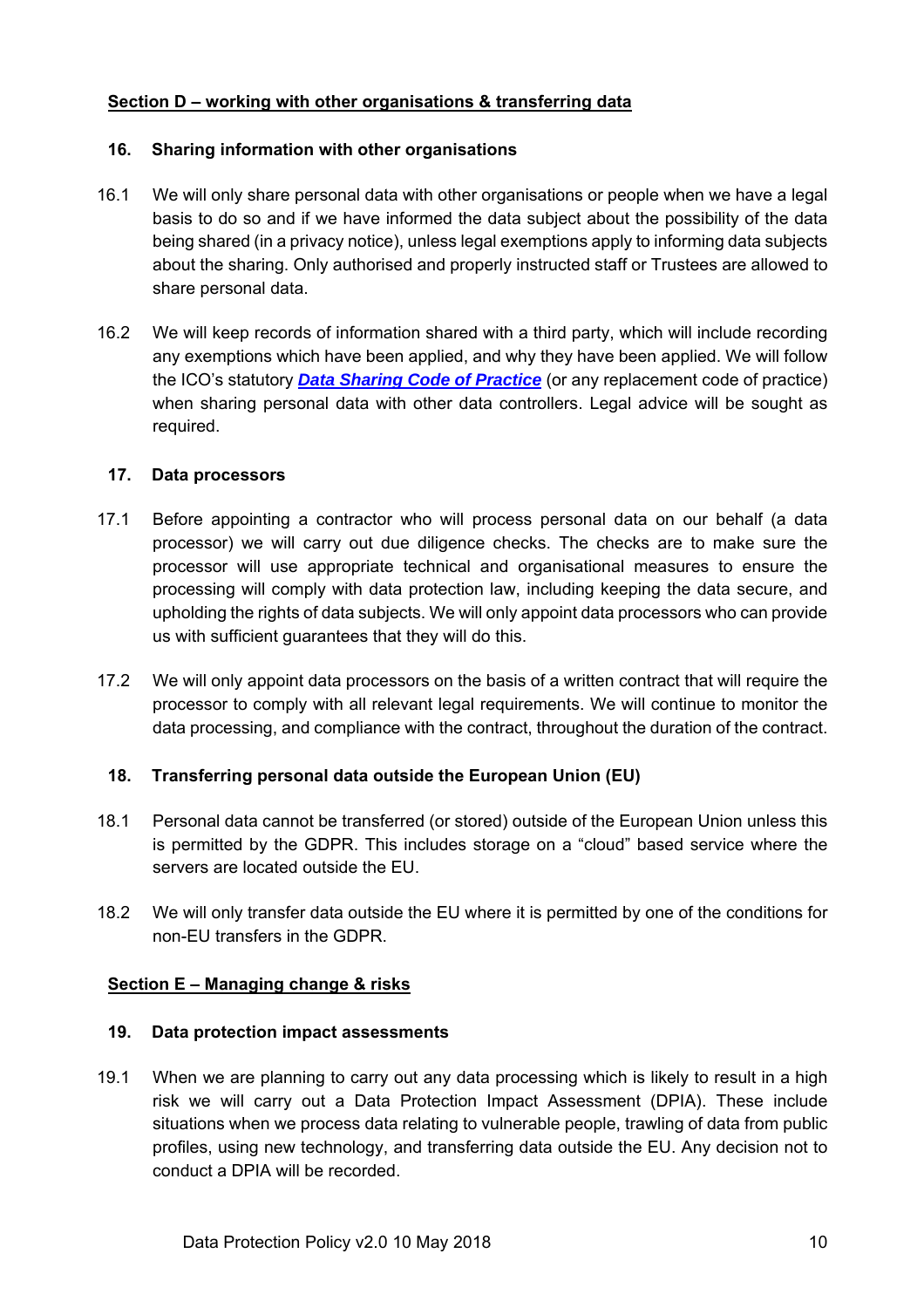## Section D – working with other organisations & transferring data

### 16. Sharing information with other organisations

16.1 We will only share personal data with other organisations or people when we have a legal basis to do so and if we have informed the data subject about the possibility of the data being shared (in a privacy notice), unless legal exemptions apply to informing data subjects about the sharing. Only authorised and properly instructed staff or Trustees are allowed to share personal data.

16.2 We will keep records of information shared with a third party, which will include recording any exemptions which have been applied, and why they have been applied. We will follow the ICO's statutory ***Data Sharing Code of Practice*** (or any replacement code of practice) when sharing personal data with other data controllers. Legal advice will be sought as required.

### 17. Data processors

17.1 Before appointing a contractor who will process personal data on our behalf (a data processor) we will carry out due diligence checks. The checks are to make sure the processor will use appropriate technical and organisational measures to ensure the processing will comply with data protection law, including keeping the data secure, and upholding the rights of data subjects. We will only appoint data processors who can provide us with sufficient guarantees that they will do this.

17.2 We will only appoint data processors on the basis of a written contract that will require the processor to comply with all relevant legal requirements. We will continue to monitor the data processing, and compliance with the contract, throughout the duration of the contract.

### 18. Transferring personal data outside the European Union (EU)

18.1 Personal data cannot be transferred (or stored) outside of the European Union unless this is permitted by the GDPR. This includes storage on a "cloud" based service where the servers are located outside the EU.

18.2 We will only transfer data outside the EU where it is permitted by one of the conditions for non-EU transfers in the GDPR.

## Section E – Managing change & risks

### 19. Data protection impact assessments

19.1 When we are planning to carry out any data processing which is likely to result in a high risk we will carry out a Data Protection Impact Assessment (DPIA). These include situations when we process data relating to vulnerable people, trawling of data from public profiles, using new technology, and transferring data outside the EU. Any decision not to conduct a DPIA will be recorded.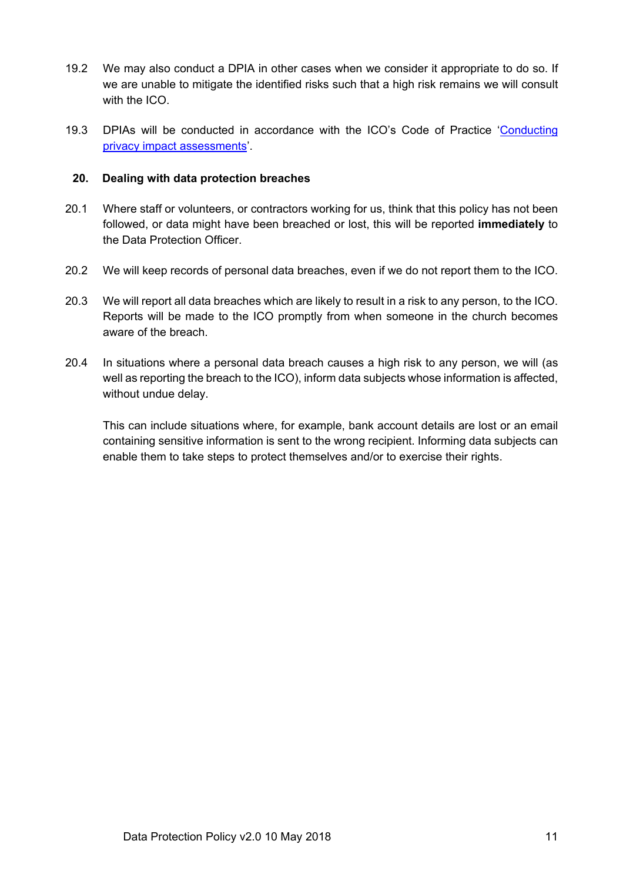19.2 We may also conduct a DPIA in other cases when we consider it appropriate to do so. If we are unable to mitigate the identified risks such that a high risk remains we will consult with the ICO.

19.3 DPIAs will be conducted in accordance with the ICO's Code of Practice '[Conducting privacy impact assessments]'.

## 20. Dealing with data protection breaches

20.1 Where staff or volunteers, or contractors working for us, think that this policy has not been followed, or data might have been breached or lost, this will be reported **immediately** to the Data Protection Officer.

20.2 We will keep records of personal data breaches, even if we do not report them to the ICO.

20.3 We will report all data breaches which are likely to result in a risk to any person, to the ICO. Reports will be made to the ICO promptly from when someone in the church becomes aware of the breach.

20.4 In situations where a personal data breach causes a high risk to any person, we will (as well as reporting the breach to the ICO), inform data subjects whose information is affected, without undue delay.

This can include situations where, for example, bank account details are lost or an email containing sensitive information is sent to the wrong recipient. Informing data subjects can enable them to take steps to protect themselves and/or to exercise their rights.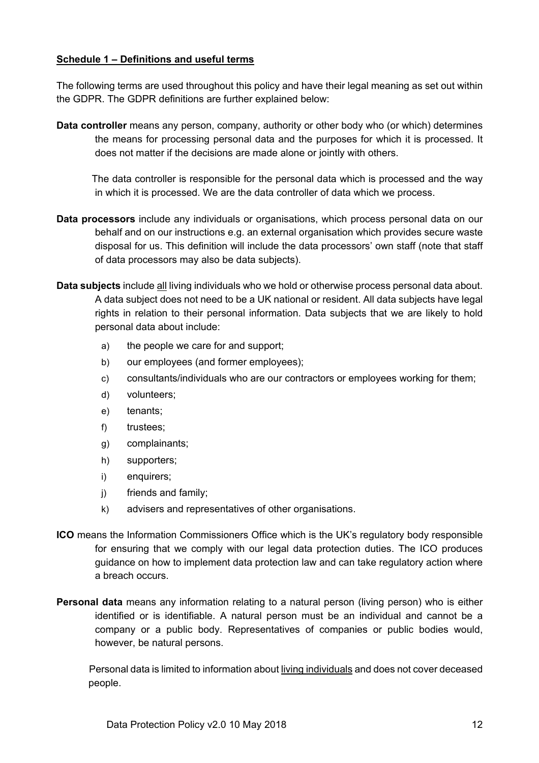**Schedule 1 – Definitions and useful terms**

The following terms are used throughout this policy and have their legal meaning as set out within the GDPR. The GDPR definitions are further explained below:

**Data controller** means any person, company, authority or other body who (or which) determines the means for processing personal data and the purposes for which it is processed. It does not matter if the decisions are made alone or jointly with others.

The data controller is responsible for the personal data which is processed and the way in which it is processed. We are the data controller of data which we process.

**Data processors** include any individuals or organisations, which process personal data on our behalf and on our instructions e.g. an external organisation which provides secure waste disposal for us. This definition will include the data processors' own staff (note that staff of data processors may also be data subjects).

**Data subjects** include all living individuals who we hold or otherwise process personal data about. A data subject does not need to be a UK national or resident. All data subjects have legal rights in relation to their personal information. Data subjects that we are likely to hold personal data about include:

a) the people we care for and support;
b) our employees (and former employees);
c) consultants/individuals who are our contractors or employees working for them;
d) volunteers;
e) tenants;
f) trustees;
g) complainants;
h) supporters;
i) enquirers;
j) friends and family;
k) advisers and representatives of other organisations.

**ICO** means the Information Commissioners Office which is the UK's regulatory body responsible for ensuring that we comply with our legal data protection duties. The ICO produces guidance on how to implement data protection law and can take regulatory action where a breach occurs.

**Personal data** means any information relating to a natural person (living person) who is either identified or is identifiable. A natural person must be an individual and cannot be a company or a public body. Representatives of companies or public bodies would, however, be natural persons.

Personal data is limited to information about living individuals and does not cover deceased people.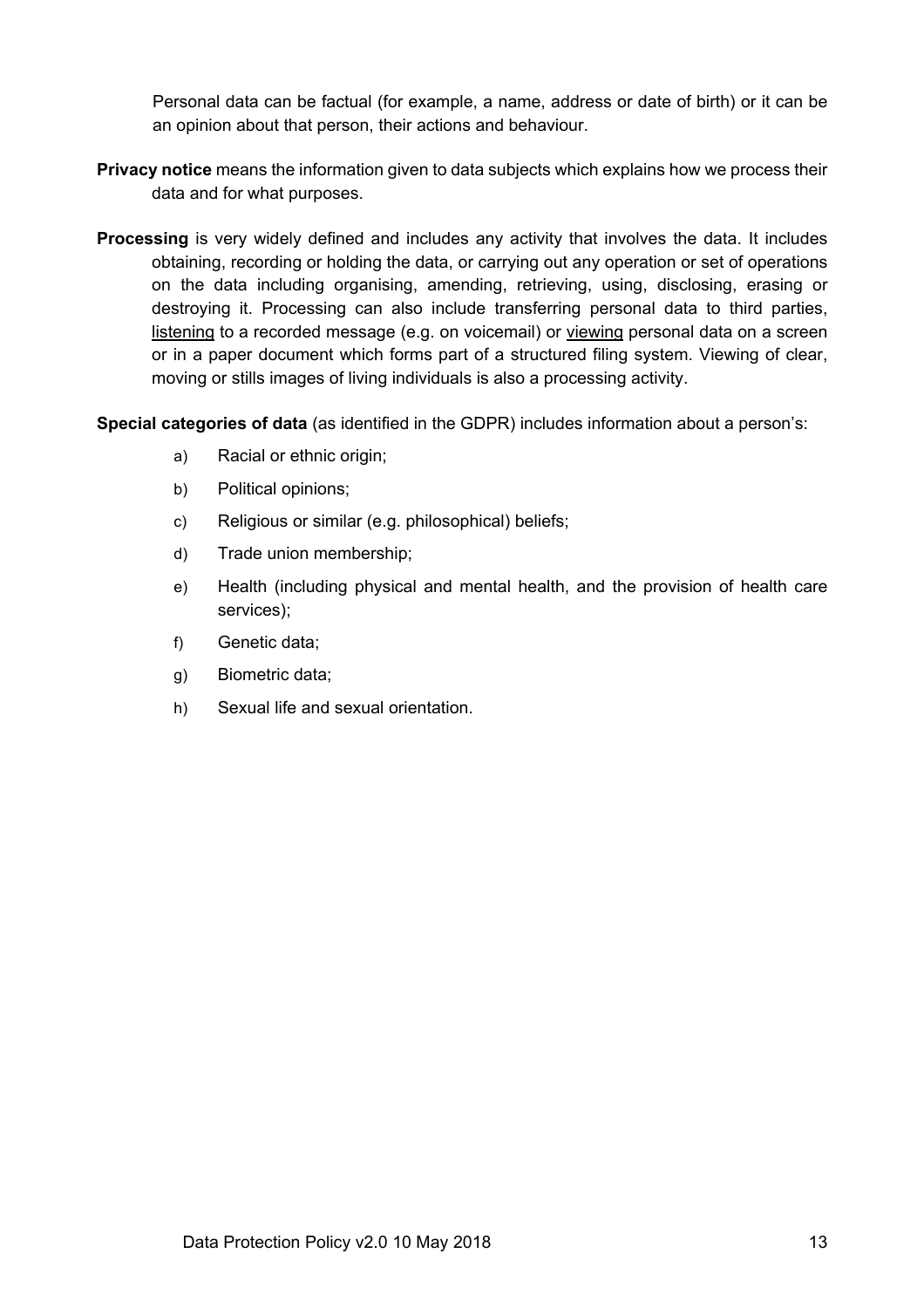Personal data can be factual (for example, a name, address or date of birth) or it can be an opinion about that person, their actions and behaviour.

**Privacy notice** means the information given to data subjects which explains how we process their data and for what purposes.

**Processing** is very widely defined and includes any activity that involves the data. It includes obtaining, recording or holding the data, or carrying out any operation or set of operations on the data including organising, amending, retrieving, using, disclosing, erasing or destroying it. Processing can also include transferring personal data to third parties, <u>listening</u> to a recorded message (e.g. on voicemail) or <u>viewing</u> personal data on a screen or in a paper document which forms part of a structured filing system. Viewing of clear, moving or stills images of living individuals is also a processing activity.

**Special categories of data** (as identified in the GDPR) includes information about a person's:

a) Racial or ethnic origin;

b) Political opinions;

c) Religious or similar (e.g. philosophical) beliefs;

d) Trade union membership;

e) Health (including physical and mental health, and the provision of health care services);

f) Genetic data;

g) Biometric data;

h) Sexual life and sexual orientation.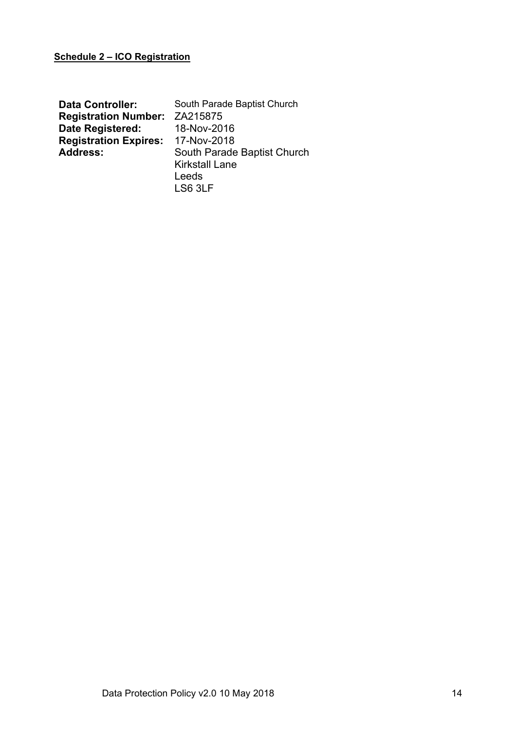**Schedule 2 – ICO Registration**

**Data Controller:** South Parade Baptist Church
**Registration Number:** ZA215875
**Date Registered:** 18-Nov-2016
**Registration Expires:** 17-Nov-2018
**Address:** South Parade Baptist Church
Kirkstall Lane
Leeds
LS6 3LF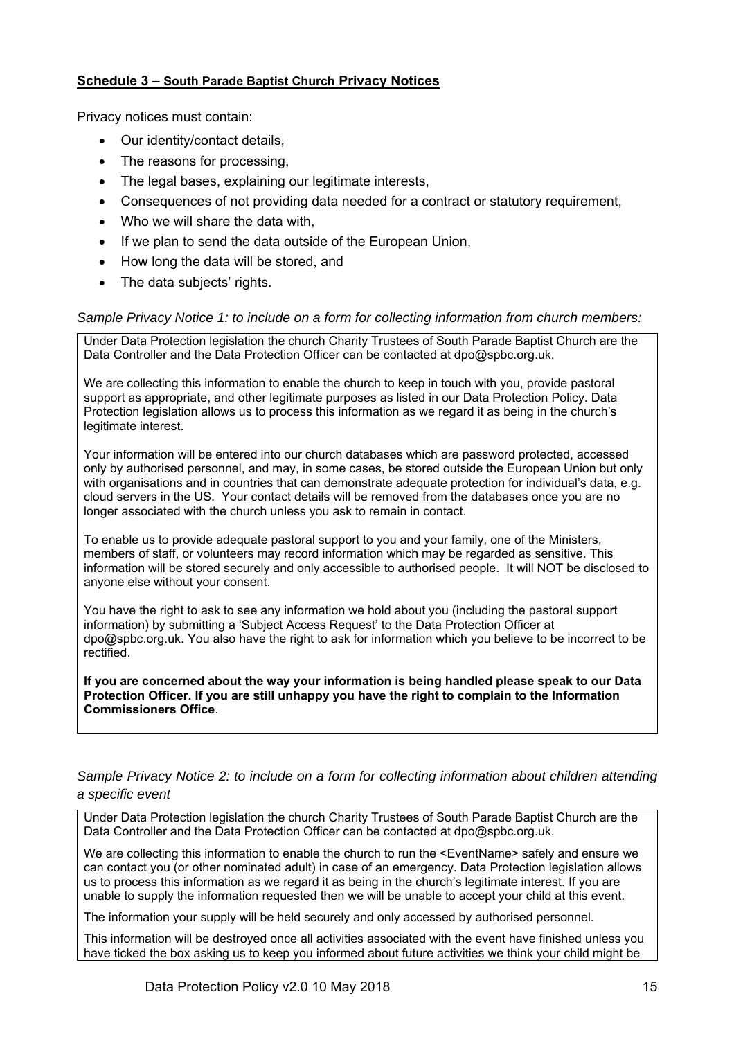## **Schedule 3 – South Parade Baptist Church Privacy Notices**

Privacy notices must contain:

- Our identity/contact details,
- The reasons for processing,
- The legal bases, explaining our legitimate interests,
- Consequences of not providing data needed for a contract or statutory requirement,
- Who we will share the data with,
- If we plan to send the data outside of the European Union,
- How long the data will be stored, and
- The data subjects' rights.

*Sample Privacy Notice 1: to include on a form for collecting information from church members:*

> Under Data Protection legislation the church Charity Trustees of South Parade Baptist Church are the Data Controller and the Data Protection Officer can be contacted at dpo@spbc.org.uk.
>
> We are collecting this information to enable the church to keep in touch with you, provide pastoral support as appropriate, and other legitimate purposes as listed in our Data Protection Policy. Data Protection legislation allows us to process this information as we regard it as being in the church's legitimate interest.
>
> Your information will be entered into our church databases which are password protected, accessed only by authorised personnel, and may, in some cases, be stored outside the European Union but only with organisations and in countries that can demonstrate adequate protection for individual's data, e.g. cloud servers in the US. Your contact details will be removed from the databases once you are no longer associated with the church unless you ask to remain in contact.
>
> To enable us to provide adequate pastoral support to you and your family, one of the Ministers, members of staff, or volunteers may record information which may be regarded as sensitive. This information will be stored securely and only accessible to authorised people. It will NOT be disclosed to anyone else without your consent.
>
> You have the right to ask to see any information we hold about you (including the pastoral support information) by submitting a 'Subject Access Request' to the Data Protection Officer at dpo@spbc.org.uk. You also have the right to ask for information which you believe to be incorrect to be rectified.
>
> **If you are concerned about the way your information is being handled please speak to our Data Protection Officer. If you are still unhappy you have the right to complain to the Information Commissioners Office**.

*Sample Privacy Notice 2: to include on a form for collecting information about children attending a specific event*

> Under Data Protection legislation the church Charity Trustees of South Parade Baptist Church are the Data Controller and the Data Protection Officer can be contacted at dpo@spbc.org.uk.
>
> We are collecting this information to enable the church to run the <EventName> safely and ensure we can contact you (or other nominated adult) in case of an emergency. Data Protection legislation allows us to process this information as we regard it as being in the church's legitimate interest. If you are unable to supply the information requested then we will be unable to accept your child at this event.
>
> The information your supply will be held securely and only accessed by authorised personnel.
>
> This information will be destroyed once all activities associated with the event have finished unless you have ticked the box asking us to keep you informed about future activities we think your child might be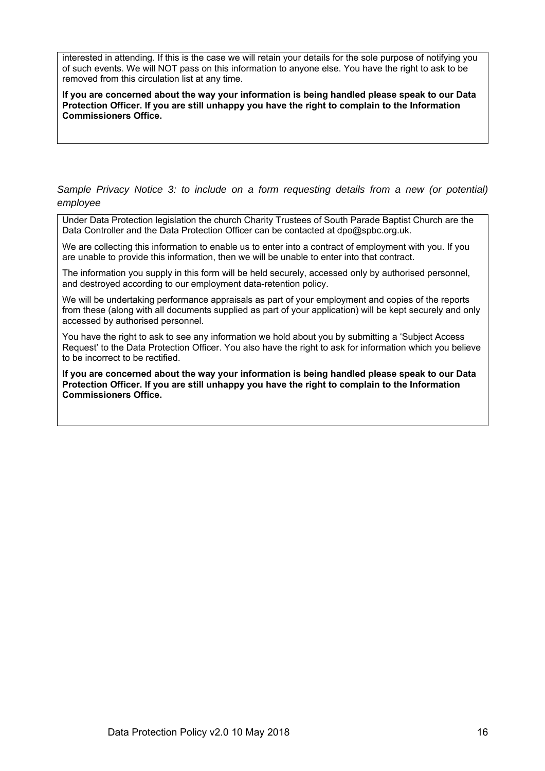interested in attending. If this is the case we will retain your details for the sole purpose of notifying you of such events. We will NOT pass on this information to anyone else. You have the right to ask to be removed from this circulation list at any time.

**If you are concerned about the way your information is being handled please speak to our Data Protection Officer. If you are still unhappy you have the right to complain to the Information Commissioners Office.**

*Sample Privacy Notice 3: to include on a form requesting details from a new (or potential) employee*

Under Data Protection legislation the church Charity Trustees of South Parade Baptist Church are the Data Controller and the Data Protection Officer can be contacted at dpo@spbc.org.uk.

We are collecting this information to enable us to enter into a contract of employment with you. If you are unable to provide this information, then we will be unable to enter into that contract.

The information you supply in this form will be held securely, accessed only by authorised personnel, and destroyed according to our employment data-retention policy.

We will be undertaking performance appraisals as part of your employment and copies of the reports from these (along with all documents supplied as part of your application) will be kept securely and only accessed by authorised personnel.

You have the right to ask to see any information we hold about you by submitting a 'Subject Access Request' to the Data Protection Officer. You also have the right to ask for information which you believe to be incorrect to be rectified.

**If you are concerned about the way your information is being handled please speak to our Data Protection Officer. If you are still unhappy you have the right to complain to the Information Commissioners Office.**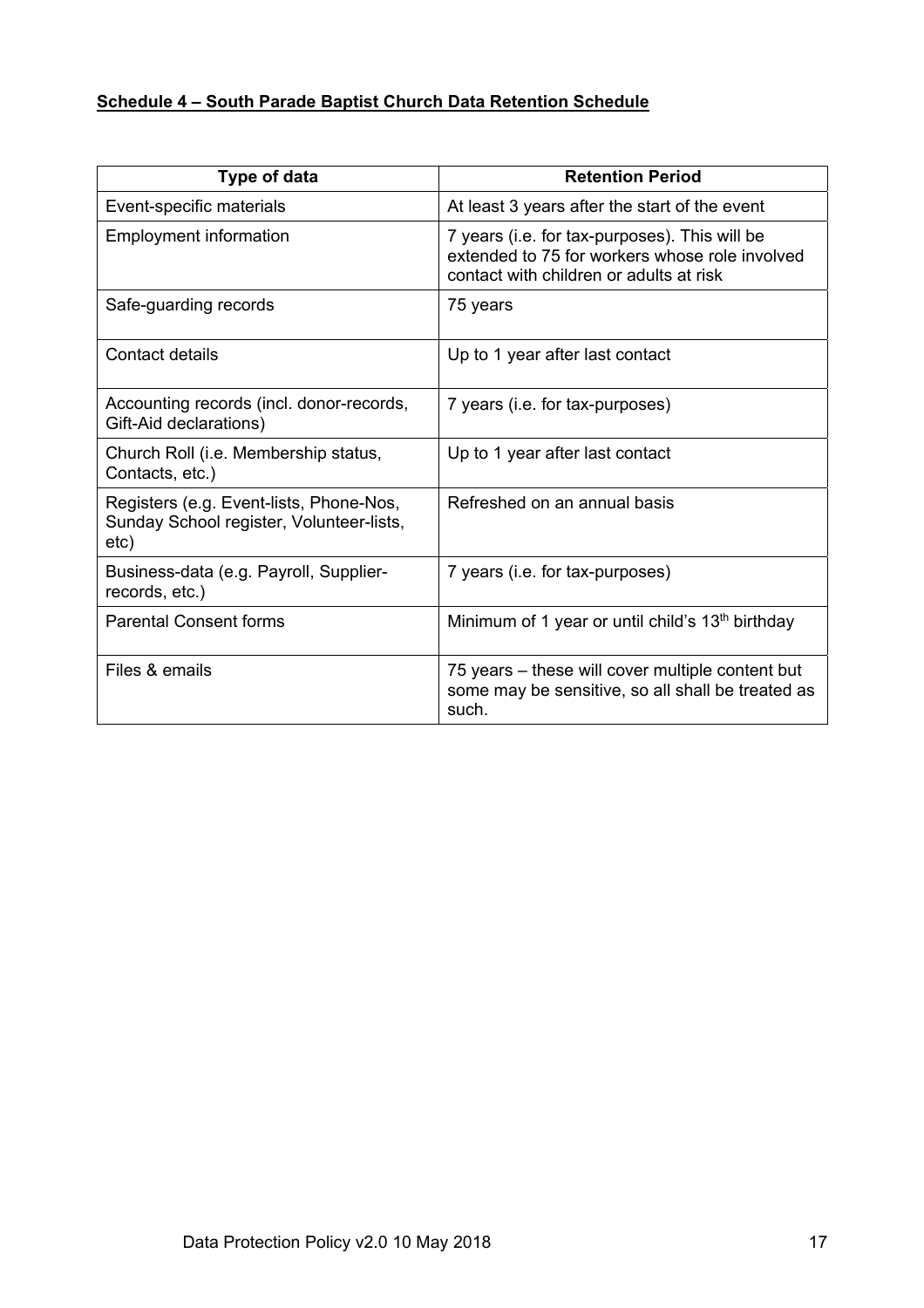**<u>Schedule 4 – South Parade Baptist Church Data Retention Schedule</u>**

| Type of data | Retention Period |
|---|---|
| Event-specific materials | At least 3 years after the start of the event |
| Employment information | 7 years (i.e. for tax-purposes). This will be extended to 75 for workers whose role involved contact with children or adults at risk |
| Safe-guarding records | 75 years |
| Contact details | Up to 1 year after last contact |
| Accounting records (incl. donor-records, Gift-Aid declarations) | 7 years (i.e. for tax-purposes) |
| Church Roll (i.e. Membership status, Contacts, etc.) | Up to 1 year after last contact |
| Registers (e.g. Event-lists, Phone-Nos, Sunday School register, Volunteer-lists, etc) | Refreshed on an annual basis |
| Business-data (e.g. Payroll, Supplier-records, etc.) | 7 years (i.e. for tax-purposes) |
| Parental Consent forms | Minimum of 1 year or until child's 13th birthday |
| Files & emails | 75 years – these will cover multiple content but some may be sensitive, so all shall be treated as such. |

Data Protection Policy v2.0 10 May 2018